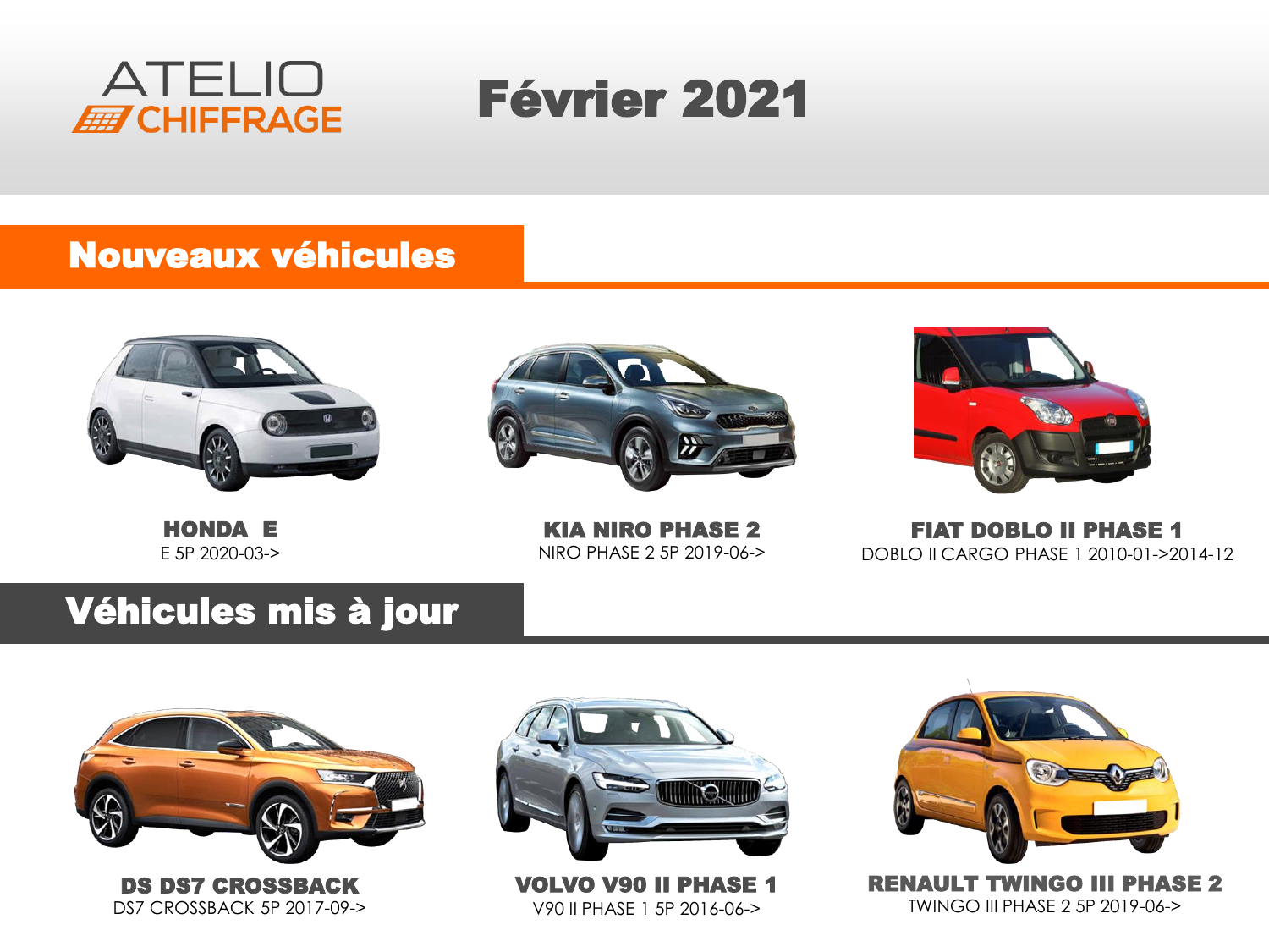ATELIO CHIFFRAGE

# Février 2021

## Nouveaux véhicules

**HONDA E**
E 5P 2020-03->

**KIA NIRO PHASE 2**
NIRO PHASE 2 5P 2019-06->

**FIAT DOBLO II PHASE 1**
DOBLO II CARGO PHASE 1 2010-01->2014-12

## Véhicules mis à jour

**DS DS7 CROSSBACK**
DS7 CROSSBACK 5P 2017-09->

**VOLVO V90 II PHASE 1**
V90 II PHASE 1 5P 2016-06->

**RENAULT TWINGO III PHASE 2**
TWINGO III PHASE 2 5P 2019-06->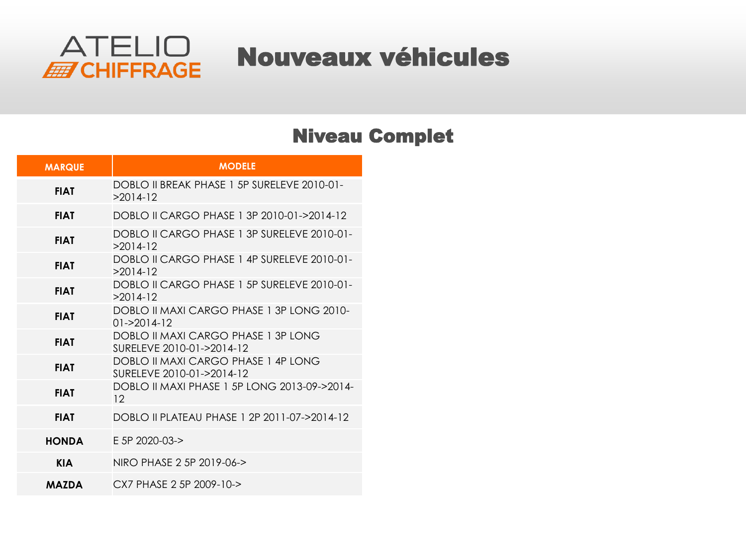ATELIO CHIFFRAGE

# Nouveaux véhicules

## Niveau Complet

| MARQUE | MODELE |
|---|---|
| **FIAT** | DOBLO II BREAK PHASE 1 5P SURELEVE 2010-01->2014-12 |
| **FIAT** | DOBLO II CARGO PHASE 1 3P 2010-01->2014-12 |
| **FIAT** | DOBLO II CARGO PHASE 1 3P SURELEVE 2010-01->2014-12 |
| **FIAT** | DOBLO II CARGO PHASE 1 4P SURELEVE 2010-01->2014-12 |
| **FIAT** | DOBLO II CARGO PHASE 1 5P SURELEVE 2010-01->2014-12 |
| **FIAT** | DOBLO II MAXI CARGO PHASE 1 3P LONG 2010-01->2014-12 |
| **FIAT** | DOBLO II MAXI CARGO PHASE 1 3P LONG SURELEVE 2010-01->2014-12 |
| **FIAT** | DOBLO II MAXI CARGO PHASE 1 4P LONG SURELEVE 2010-01->2014-12 |
| **FIAT** | DOBLO II MAXI PHASE 1 5P LONG 2013-09->2014-12 |
| **FIAT** | DOBLO II PLATEAU PHASE 1 2P 2011-07->2014-12 |
| **HONDA** | E 5P 2020-03-> |
| **KIA** | NIRO PHASE 2 5P 2019-06-> |
| **MAZDA** | CX7 PHASE 2 5P 2009-10-> |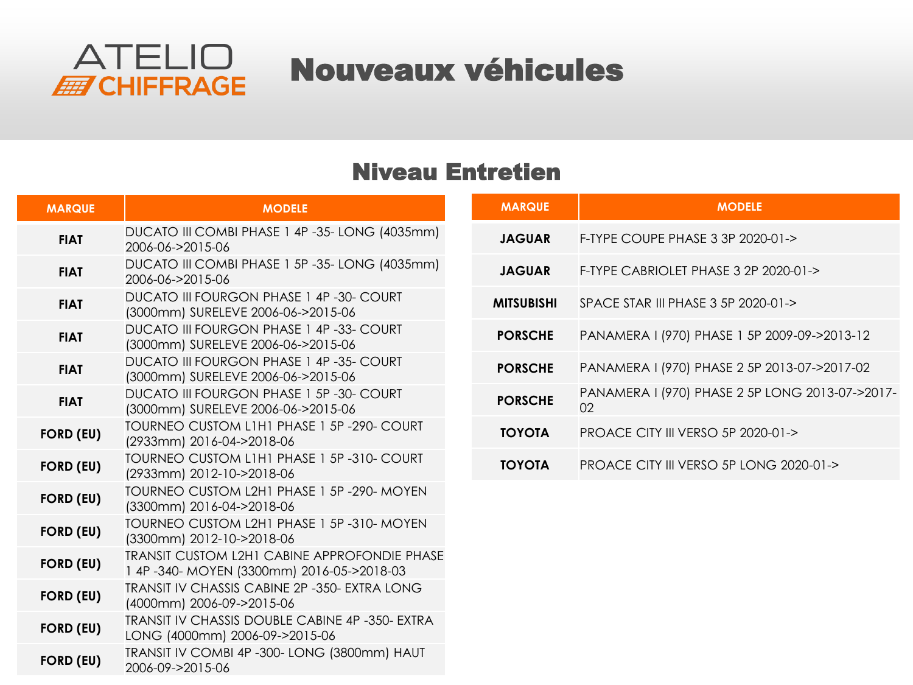# ATELIO CHIFFRAGE

# Nouveaux véhicules

## Niveau Entretien

| MARQUE | MODELE |
|---|---|
| FIAT | DUCATO III COMBI PHASE 1 4P -35- LONG (4035mm) 2006-06->2015-06 |
| FIAT | DUCATO III COMBI PHASE 1 5P -35- LONG (4035mm) 2006-06->2015-06 |
| FIAT | DUCATO III FOURGON PHASE 1 4P -30- COURT (3000mm) SURELEVE 2006-06->2015-06 |
| FIAT | DUCATO III FOURGON PHASE 1 4P -33- COURT (3000mm) SURELEVE 2006-06->2015-06 |
| FIAT | DUCATO III FOURGON PHASE 1 4P -35- COURT (3000mm) SURELEVE 2006-06->2015-06 |
| FIAT | DUCATO III FOURGON PHASE 1 5P -30- COURT (3000mm) SURELEVE 2006-06->2015-06 |
| FORD (EU) | TOURNEO CUSTOM L1H1 PHASE 1 5P -290- COURT (2933mm) 2016-04->2018-06 |
| FORD (EU) | TOURNEO CUSTOM L1H1 PHASE 1 5P -310- COURT (2933mm) 2012-10->2018-06 |
| FORD (EU) | TOURNEO CUSTOM L2H1 PHASE 1 5P -290- MOYEN (3300mm) 2016-04->2018-06 |
| FORD (EU) | TOURNEO CUSTOM L2H1 PHASE 1 5P -310- MOYEN (3300mm) 2012-10->2018-06 |
| FORD (EU) | TRANSIT CUSTOM L2H1 CABINE APPROFONDIE PHASE 1 4P -340- MOYEN (3300mm) 2016-05->2018-03 |
| FORD (EU) | TRANSIT IV CHASSIS CABINE 2P -350- EXTRA LONG (4000mm) 2006-09->2015-06 |
| FORD (EU) | TRANSIT IV CHASSIS DOUBLE CABINE 4P -350- EXTRA LONG (4000mm) 2006-09->2015-06 |
| FORD (EU) | TRANSIT IV COMBI 4P -300- LONG (3800mm) HAUT 2006-09->2015-06 |

| MARQUE | MODELE |
|---|---|
| JAGUAR | F-TYPE COUPE PHASE 3 3P 2020-01-> |
| JAGUAR | F-TYPE CABRIOLET PHASE 3 2P 2020-01-> |
| MITSUBISHI | SPACE STAR III PHASE 3 5P 2020-01-> |
| PORSCHE | PANAMERA I (970) PHASE 1 5P 2009-09->2013-12 |
| PORSCHE | PANAMERA I (970) PHASE 2 5P 2013-07->2017-02 |
| PORSCHE | PANAMERA I (970) PHASE 2 5P LONG 2013-07->2017-02 |
| TOYOTA | PROACE CITY III VERSO 5P 2020-01-> |
| TOYOTA | PROACE CITY III VERSO 5P LONG 2020-01-> |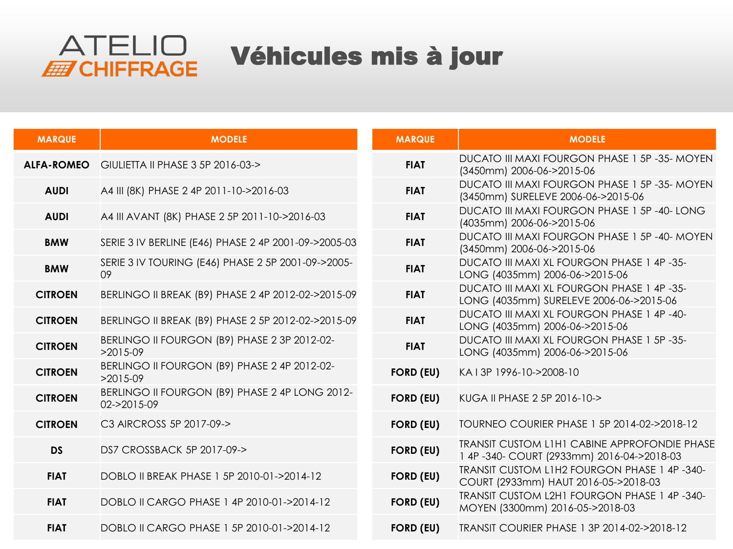ATELIO CHIFFRAGE

# Véhicules mis à jour

| MARQUE | MODELE |
|---|---|
| ALFA-ROMEO | GIULIETTA II PHASE 3 5P 2016-03-> |
| AUDI | A4 III (8K) PHASE 2 4P 2011-10->2016-03 |
| AUDI | A4 III AVANT (8K) PHASE 2 5P 2011-10->2016-03 |
| BMW | SERIE 3 IV BERLINE (E46) PHASE 2 4P 2001-09->2005-03 |
| BMW | SERIE 3 IV TOURING (E46) PHASE 2 5P 2001-09->2005-09 |
| CITROEN | BERLINGO II BREAK (B9) PHASE 2 4P 2012-02->2015-09 |
| CITROEN | BERLINGO II BREAK (B9) PHASE 2 5P 2012-02->2015-09 |
| CITROEN | BERLINGO II FOURGON (B9) PHASE 2 3P 2012-02->2015-09 |
| CITROEN | BERLINGO II FOURGON (B9) PHASE 2 4P 2012-02->2015-09 |
| CITROEN | BERLINGO II FOURGON (B9) PHASE 2 4P LONG 2012-02->2015-09 |
| CITROEN | C3 AIRCROSS 5P 2017-09-> |
| DS | DS7 CROSSBACK 5P 2017-09-> |
| FIAT | DOBLO II BREAK PHASE 1 5P 2010-01->2014-12 |
| FIAT | DOBLO II CARGO PHASE 1 4P 2010-01->2014-12 |
| FIAT | DOBLO II CARGO PHASE 1 5P 2010-01->2014-12 |

| MARQUE | MODELE |
|---|---|
| FIAT | DUCATO III MAXI FOURGON PHASE 1 5P -35- MOYEN (3450mm) 2006-06->2015-06 |
| FIAT | DUCATO III MAXI FOURGON PHASE 1 5P -35- MOYEN (3450mm) SURELEVE 2006-06->2015-06 |
| FIAT | DUCATO III MAXI FOURGON PHASE 1 5P -40- LONG (4035mm) 2006-06->2015-06 |
| FIAT | DUCATO III MAXI FOURGON PHASE 1 5P -40- MOYEN (3450mm) 2006-06->2015-06 |
| FIAT | DUCATO III MAXI XL FOURGON PHASE 1 4P -35- LONG (4035mm) 2006-06->2015-06 |
| FIAT | DUCATO III MAXI XL FOURGON PHASE 1 4P -35- LONG (4035mm) SURELEVE 2006-06->2015-06 |
| FIAT | DUCATO III MAXI XL FOURGON PHASE 1 4P -40- LONG (4035mm) 2006-06->2015-06 |
| FIAT | DUCATO III MAXI XL FOURGON PHASE 1 5P -35- LONG (4035mm) 2006-06->2015-06 |
| FORD (EU) | KA I 3P 1996-10->2008-10 |
| FORD (EU) | KUGA II PHASE 2 5P 2016-10-> |
| FORD (EU) | TOURNEO COURIER PHASE 1 5P 2014-02->2018-12 |
| FORD (EU) | TRANSIT CUSTOM L1H1 CABINE APPROFONDIE PHASE 1 4P -340- COURT (2933mm) 2016-04->2018-03 |
| FORD (EU) | TRANSIT CUSTOM L1H2 FOURGON PHASE 1 4P -340- COURT (2933mm) HAUT 2016-05->2018-03 |
| FORD (EU) | TRANSIT CUSTOM L2H1 FOURGON PHASE 1 4P -340- MOYEN (3300mm) 2016-05->2018-03 |
| FORD (EU) | TRANSIT COURIER PHASE 1 3P 2014-02->2018-12 |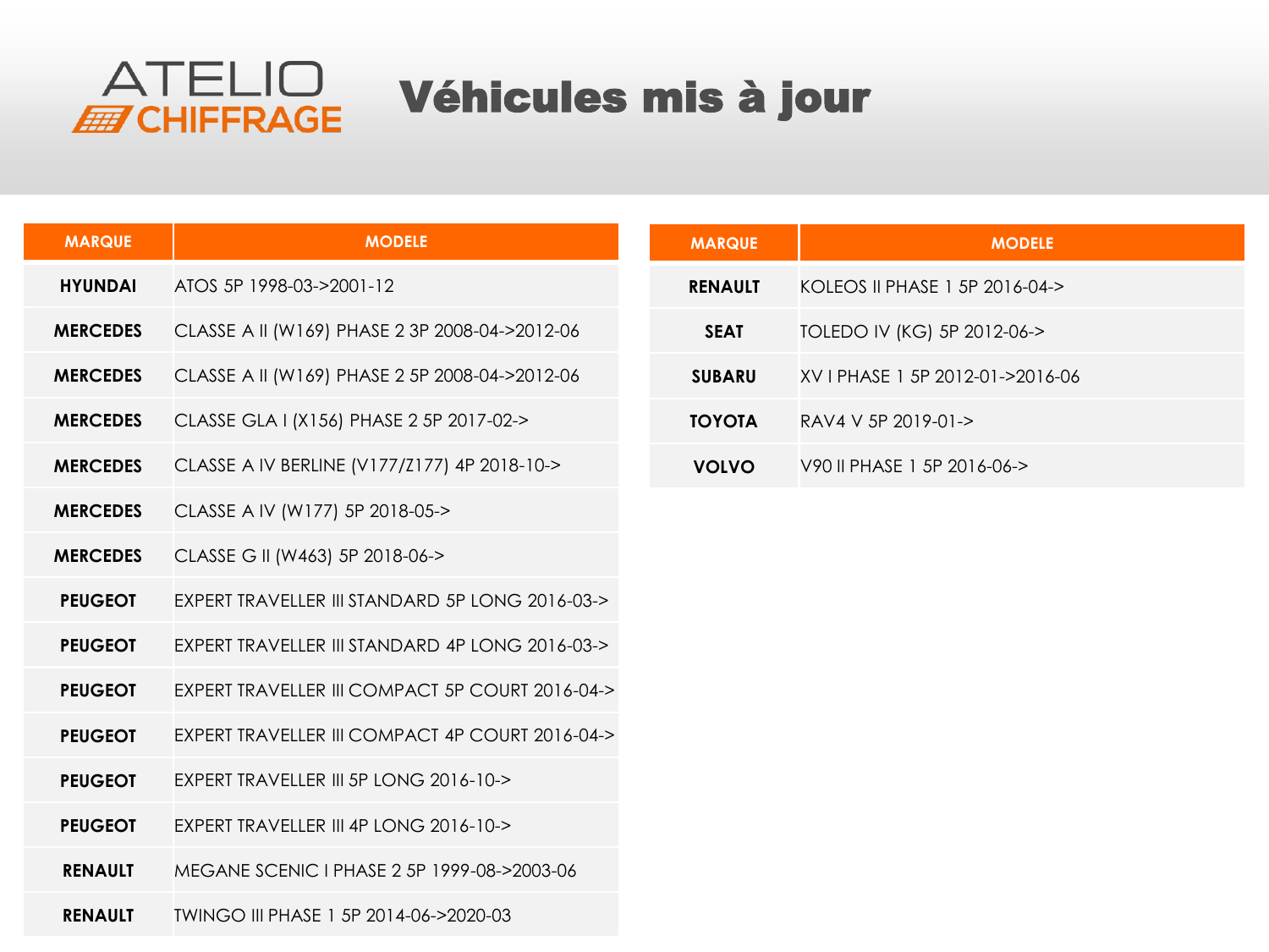ATELIO CHIFFRAGE

# Véhicules mis à jour

| MARQUE | MODELE |
|---|---|
| **HYUNDAI** | ATOS 5P 1998-03->2001-12 |
| **MERCEDES** | CLASSE A II (W169) PHASE 2 3P 2008-04->2012-06 |
| **MERCEDES** | CLASSE A II (W169) PHASE 2 5P 2008-04->2012-06 |
| **MERCEDES** | CLASSE GLA I (X156) PHASE 2 5P 2017-02-> |
| **MERCEDES** | CLASSE A IV BERLINE (V177/Z177) 4P 2018-10-> |
| **MERCEDES** | CLASSE A IV (W177) 5P 2018-05-> |
| **MERCEDES** | CLASSE G II (W463) 5P 2018-06-> |
| **PEUGEOT** | EXPERT TRAVELLER III STANDARD 5P LONG 2016-03-> |
| **PEUGEOT** | EXPERT TRAVELLER III STANDARD 4P LONG 2016-03-> |
| **PEUGEOT** | EXPERT TRAVELLER III COMPACT 5P COURT 2016-04-> |
| **PEUGEOT** | EXPERT TRAVELLER III COMPACT 4P COURT 2016-04-> |
| **PEUGEOT** | EXPERT TRAVELLER III 5P LONG 2016-10-> |
| **PEUGEOT** | EXPERT TRAVELLER III 4P LONG 2016-10-> |
| **RENAULT** | MEGANE SCENIC I PHASE 2 5P 1999-08->2003-06 |
| **RENAULT** | TWINGO III PHASE 1 5P 2014-06->2020-03 |

| MARQUE | MODELE |
|---|---|
| **RENAULT** | KOLEOS II PHASE 1 5P 2016-04-> |
| **SEAT** | TOLEDO IV (KG) 5P 2012-06-> |
| **SUBARU** | XV I PHASE 1 5P 2012-01->2016-06 |
| **TOYOTA** | RAV4 V 5P 2019-01-> |
| **VOLVO** | V90 II PHASE 1 5P 2016-06-> |